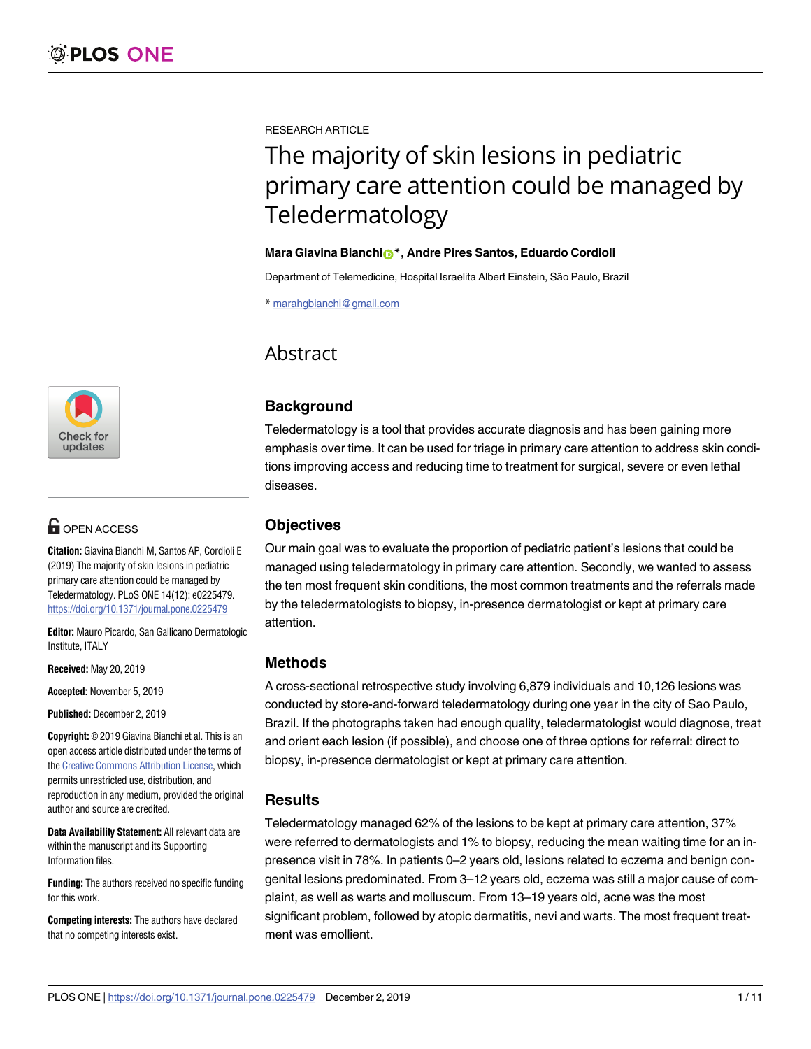RESEARCH ARTICLE

# The majority of skin lesions in pediatric primary care attention could be managed by Teledermatology

**Mara Giavina Bianchi*, Andre Pires Santos, Eduardo Cordioli**

Department of Telemedicine, Hospital Israelita Albert Einstein, São Paulo, Brazil

* marahgbianchi@gmail.com

## Abstract

### Background

Teledermatology is a tool that provides accurate diagnosis and has been gaining more emphasis over time. It can be used for triage in primary care attention to address skin conditions improving access and reducing time to treatment for surgical, severe or even lethal diseases.

### Objectives

Our main goal was to evaluate the proportion of pediatric patient's lesions that could be managed using teledermatology in primary care attention. Secondly, we wanted to assess the ten most frequent skin conditions, the most common treatments and the referrals made by the teledermatologists to biopsy, in-presence dermatologist or kept at primary care attention.

### Methods

A cross-sectional retrospective study involving 6,879 individuals and 10,126 lesions was conducted by store-and-forward teledermatology during one year in the city of Sao Paulo, Brazil. If the photographs taken had enough quality, teledermatologist would diagnose, treat and orient each lesion (if possible), and choose one of three options for referral: direct to biopsy, in-presence dermatologist or kept at primary care attention.

### Results

Teledermatology managed 62% of the lesions to be kept at primary care attention, 37% were referred to dermatologists and 1% to biopsy, reducing the mean waiting time for an in-presence visit in 78%. In patients 0–2 years old, lesions related to eczema and benign congenital lesions predominated. From 3–12 years old, eczema was still a major cause of complaint, as well as warts and molluscum. From 13–19 years old, acne was the most significant problem, followed by atopic dermatitis, nevi and warts. The most frequent treatment was emollient.

OPEN ACCESS

**Citation:** Giavina Bianchi M, Santos AP, Cordioli E (2019) The majority of skin lesions in pediatric primary care attention could be managed by Teledermatology. PLoS ONE 14(12): e0225479. https://doi.org/10.1371/journal.pone.0225479

**Editor:** Mauro Picardo, San Gallicano Dermatologic Institute, ITALY

**Received:** May 20, 2019

**Accepted:** November 5, 2019

**Published:** December 2, 2019

**Copyright:** © 2019 Giavina Bianchi et al. This is an open access article distributed under the terms of the Creative Commons Attribution License, which permits unrestricted use, distribution, and reproduction in any medium, provided the original author and source are credited.

**Data Availability Statement:** All relevant data are within the manuscript and its Supporting Information files.

**Funding:** The authors received no specific funding for this work.

**Competing interests:** The authors have declared that no competing interests exist.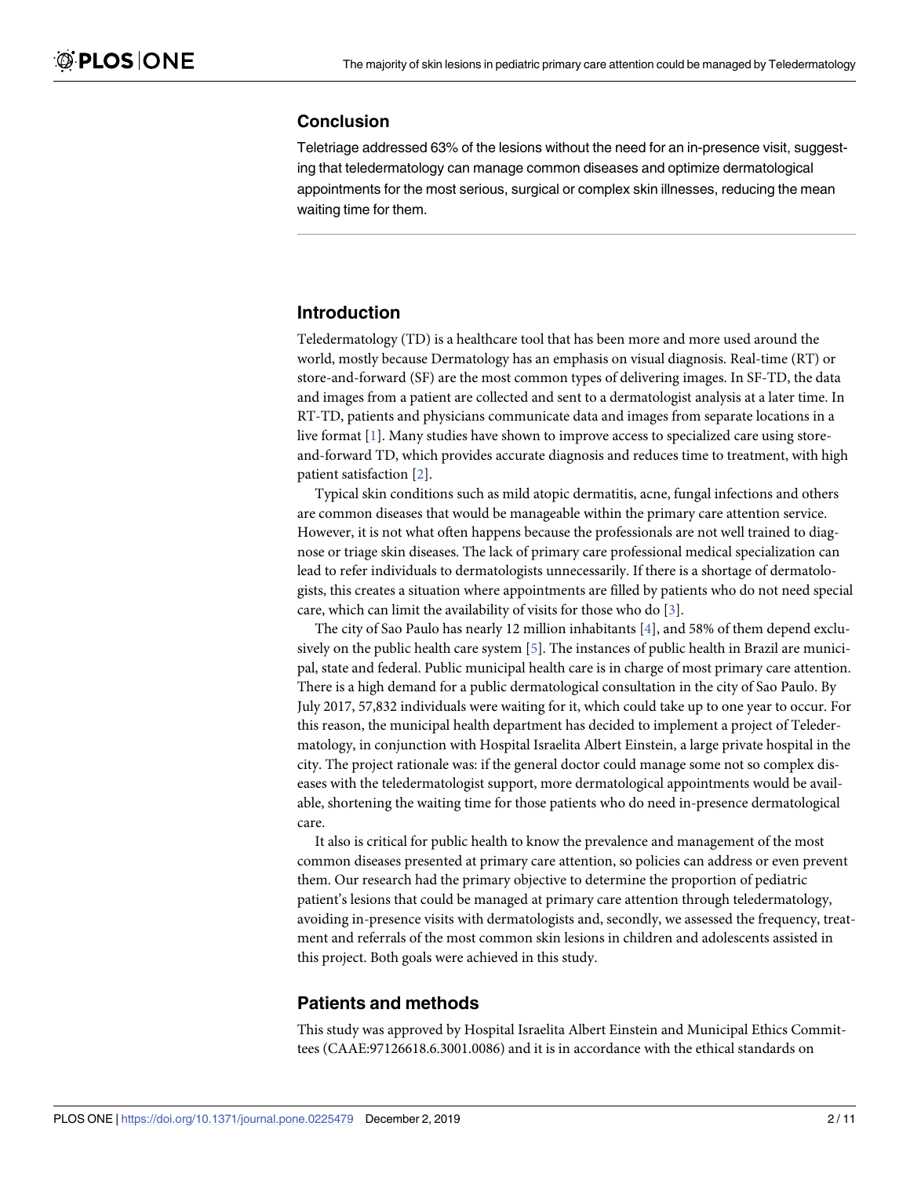## Conclusion

Teletriage addressed 63% of the lesions without the need for an in-presence visit, suggesting that teledermatology can manage common diseases and optimize dermatological appointments for the most serious, surgical or complex skin illnesses, reducing the mean waiting time for them.

## Introduction

Teledermatology (TD) is a healthcare tool that has been more and more used around the world, mostly because Dermatology has an emphasis on visual diagnosis. Real-time (RT) or store-and-forward (SF) are the most common types of delivering images. In SF-TD, the data and images from a patient are collected and sent to a dermatologist analysis at a later time. In RT-TD, patients and physicians communicate data and images from separate locations in a live format [1]. Many studies have shown to improve access to specialized care using store-and-forward TD, which provides accurate diagnosis and reduces time to treatment, with high patient satisfaction [2].

Typical skin conditions such as mild atopic dermatitis, acne, fungal infections and others are common diseases that would be manageable within the primary care attention service. However, it is not what often happens because the professionals are not well trained to diagnose or triage skin diseases. The lack of primary care professional medical specialization can lead to refer individuals to dermatologists unnecessarily. If there is a shortage of dermatologists, this creates a situation where appointments are filled by patients who do not need special care, which can limit the availability of visits for those who do [3].

The city of Sao Paulo has nearly 12 million inhabitants [4], and 58% of them depend exclusively on the public health care system [5]. The instances of public health in Brazil are municipal, state and federal. Public municipal health care is in charge of most primary care attention. There is a high demand for a public dermatological consultation in the city of Sao Paulo. By July 2017, 57,832 individuals were waiting for it, which could take up to one year to occur. For this reason, the municipal health department has decided to implement a project of Teledermatology, in conjunction with Hospital Israelita Albert Einstein, a large private hospital in the city. The project rationale was: if the general doctor could manage some not so complex diseases with the teledermatologist support, more dermatological appointments would be available, shortening the waiting time for those patients who do need in-presence dermatological care.

It also is critical for public health to know the prevalence and management of the most common diseases presented at primary care attention, so policies can address or even prevent them. Our research had the primary objective to determine the proportion of pediatric patient's lesions that could be managed at primary care attention through teledermatology, avoiding in-presence visits with dermatologists and, secondly, we assessed the frequency, treatment and referrals of the most common skin lesions in children and adolescents assisted in this project. Both goals were achieved in this study.

## Patients and methods

This study was approved by Hospital Israelita Albert Einstein and Municipal Ethics Committees (CAAE:97126618.6.3001.0086) and it is in accordance with the ethical standards on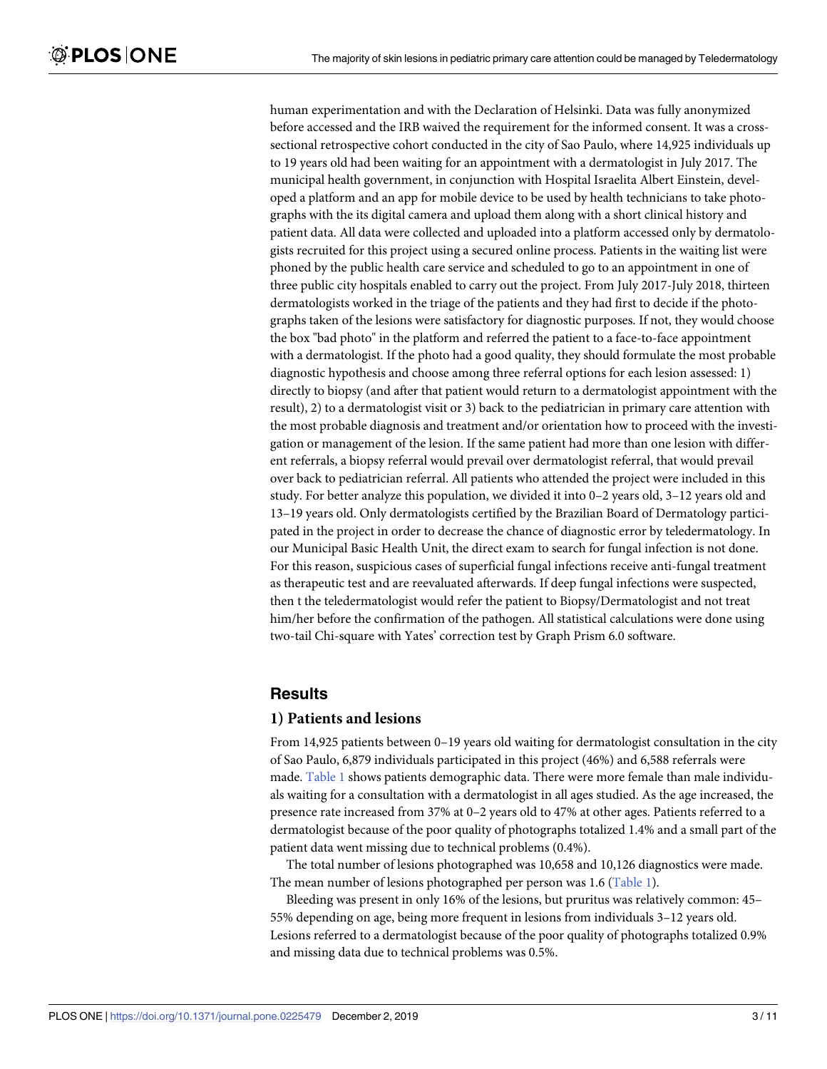human experimentation and with the Declaration of Helsinki. Data was fully anonymized before accessed and the IRB waived the requirement for the informed consent. It was a cross-sectional retrospective cohort conducted in the city of Sao Paulo, where 14,925 individuals up to 19 years old had been waiting for an appointment with a dermatologist in July 2017. The municipal health government, in conjunction with Hospital Israelita Albert Einstein, developed a platform and an app for mobile device to be used by health technicians to take photographs with the its digital camera and upload them along with a short clinical history and patient data. All data were collected and uploaded into a platform accessed only by dermatologists recruited for this project using a secured online process. Patients in the waiting list were phoned by the public health care service and scheduled to go to an appointment in one of three public city hospitals enabled to carry out the project. From July 2017-July 2018, thirteen dermatologists worked in the triage of the patients and they had first to decide if the photographs taken of the lesions were satisfactory for diagnostic purposes. If not, they would choose the box "bad photo" in the platform and referred the patient to a face-to-face appointment with a dermatologist. If the photo had a good quality, they should formulate the most probable diagnostic hypothesis and choose among three referral options for each lesion assessed: 1) directly to biopsy (and after that patient would return to a dermatologist appointment with the result), 2) to a dermatologist visit or 3) back to the pediatrician in primary care attention with the most probable diagnosis and treatment and/or orientation how to proceed with the investigation or management of the lesion. If the same patient had more than one lesion with different referrals, a biopsy referral would prevail over dermatologist referral, that would prevail over back to pediatrician referral. All patients who attended the project were included in this study. For better analyze this population, we divided it into 0–2 years old, 3–12 years old and 13–19 years old. Only dermatologists certified by the Brazilian Board of Dermatology participated in the project in order to decrease the chance of diagnostic error by teledermatology. In our Municipal Basic Health Unit, the direct exam to search for fungal infection is not done. For this reason, suspicious cases of superficial fungal infections receive anti-fungal treatment as therapeutic test and are reevaluated afterwards. If deep fungal infections were suspected, then t the teledermatologist would refer the patient to Biopsy/Dermatologist and not treat him/her before the confirmation of the pathogen. All statistical calculations were done using two-tail Chi-square with Yates' correction test by Graph Prism 6.0 software.

## Results

### 1) Patients and lesions

From 14,925 patients between 0–19 years old waiting for dermatologist consultation in the city of Sao Paulo, 6,879 individuals participated in this project (46%) and 6,588 referrals were made. Table 1 shows patients demographic data. There were more female than male individuals waiting for a consultation with a dermatologist in all ages studied. As the age increased, the presence rate increased from 37% at 0–2 years old to 47% at other ages. Patients referred to a dermatologist because of the poor quality of photographs totalized 1.4% and a small part of the patient data went missing due to technical problems (0.4%).

The total number of lesions photographed was 10,658 and 10,126 diagnostics were made. The mean number of lesions photographed per person was 1.6 (Table 1).

Bleeding was present in only 16% of the lesions, but pruritus was relatively common: 45–55% depending on age, being more frequent in lesions from individuals 3–12 years old. Lesions referred to a dermatologist because of the poor quality of photographs totalized 0.9% and missing data due to technical problems was 0.5%.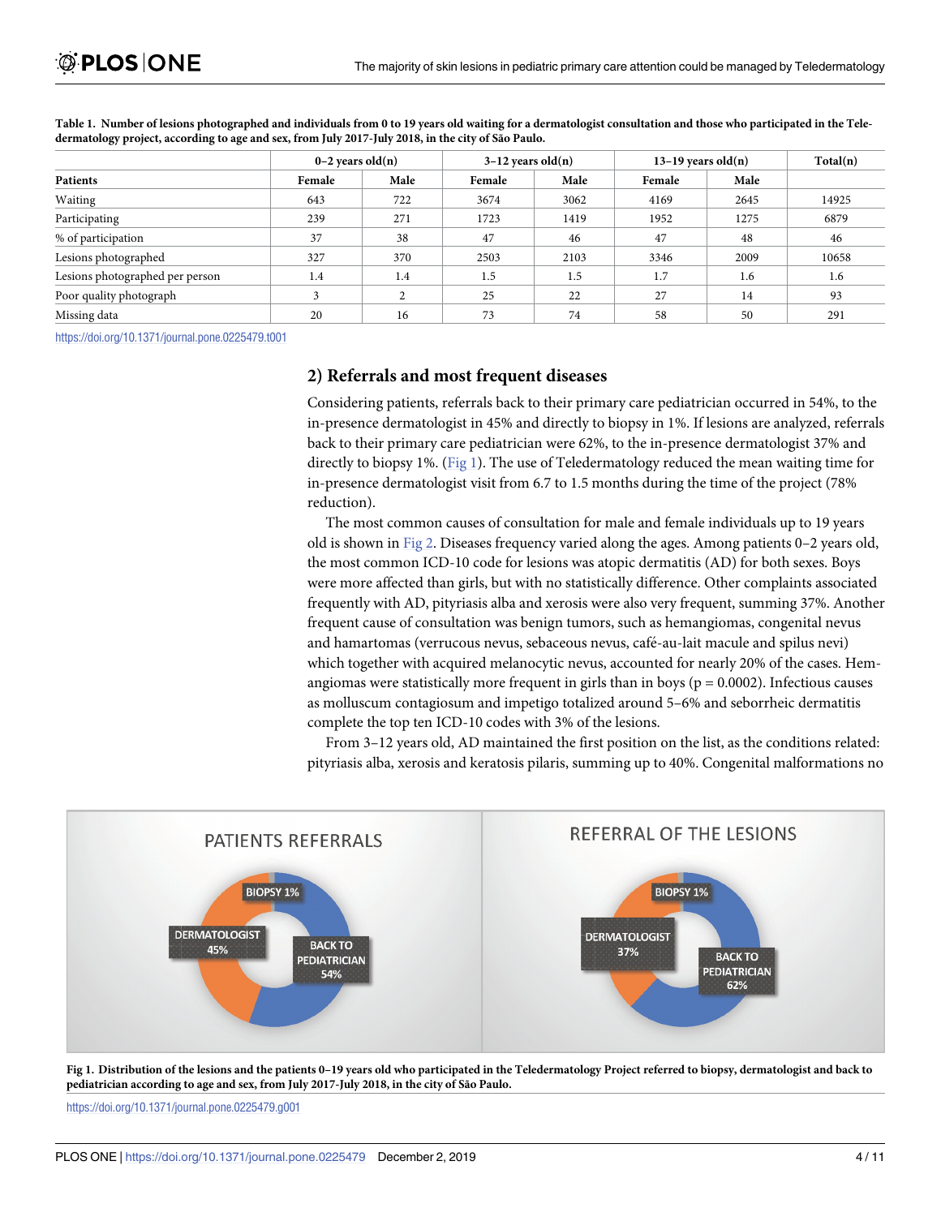**Table 1. Number of lesions photographed and individuals from 0 to 19 years old waiting for a dermatologist consultation and those who participated in the Teledermatology project, according to age and sex, from July 2017-July 2018, in the city of São Paulo.**

| | 0–2 years old(n) | | 3–12 years old(n) | | 13–19 years old(n) | | Total(n) |
|---|---|---|---|---|---|---|---|
| Patients | Female | Male | Female | Male | Female | Male | |
| Waiting | 643 | 722 | 3674 | 3062 | 4169 | 2645 | 14925 |
| Participating | 239 | 271 | 1723 | 1419 | 1952 | 1275 | 6879 |
| % of participation | 37 | 38 | 47 | 46 | 47 | 48 | 46 |
| Lesions photographed | 327 | 370 | 2503 | 2103 | 3346 | 2009 | 10658 |
| Lesions photographed per person | 1.4 | 1.4 | 1.5 | 1.5 | 1.7 | 1.6 | 1.6 |
| Poor quality photograph | 3 | 2 | 25 | 22 | 27 | 14 | 93 |
| Missing data | 20 | 16 | 73 | 74 | 58 | 50 | 291 |

https://doi.org/10.1371/journal.pone.0225479.t001

## 2) Referrals and most frequent diseases

Considering patients, referrals back to their primary care pediatrician occurred in 54%, to the in-presence dermatologist in 45% and directly to biopsy in 1%. If lesions are analyzed, referrals back to their primary care pediatrician were 62%, to the in-presence dermatologist 37% and directly to biopsy 1%. (Fig 1). The use of Teledermatology reduced the mean waiting time for in-presence dermatologist visit from 6.7 to 1.5 months during the time of the project (78% reduction).

The most common causes of consultation for male and female individuals up to 19 years old is shown in Fig 2. Diseases frequency varied along the ages. Among patients 0–2 years old, the most common ICD-10 code for lesions was atopic dermatitis (AD) for both sexes. Boys were more affected than girls, but with no statistically difference. Other complaints associated frequently with AD, pityriasis alba and xerosis were also very frequent, summing 37%. Another frequent cause of consultation was benign tumors, such as hemangiomas, congenital nevus and hamartomas (verrucous nevus, sebaceous nevus, café-au-lait macule and spilus nevi) which together with acquired melanocytic nevus, accounted for nearly 20% of the cases. Hemangiomas were statistically more frequent in girls than in boys ($p = 0.0002$). Infectious causes as molluscum contagiosum and impetigo totalized around 5–6% and seborrheic dermatitis complete the top ten ICD-10 codes with 3% of the lesions.

From 3–12 years old, AD maintained the first position on the list, as the conditions related: pityriasis alba, xerosis and keratosis pilaris, summing up to 40%. Congenital malformations no

PATIENTS REFERRALS: BIOPSY 1%, DERMATOLOGIST 45%, BACK TO PEDIATRICIAN 54%

REFERRAL OF THE LESIONS: BIOPSY 1%, DERMATOLOGIST 37%, BACK TO PEDIATRICIAN 62%

**Fig 1. Distribution of the lesions and the patients 0–19 years old who participated in the Teledermatology Project referred to biopsy, dermatologist and back to pediatrician according to age and sex, from July 2017-July 2018, in the city of São Paulo.**

https://doi.org/10.1371/journal.pone.0225479.g001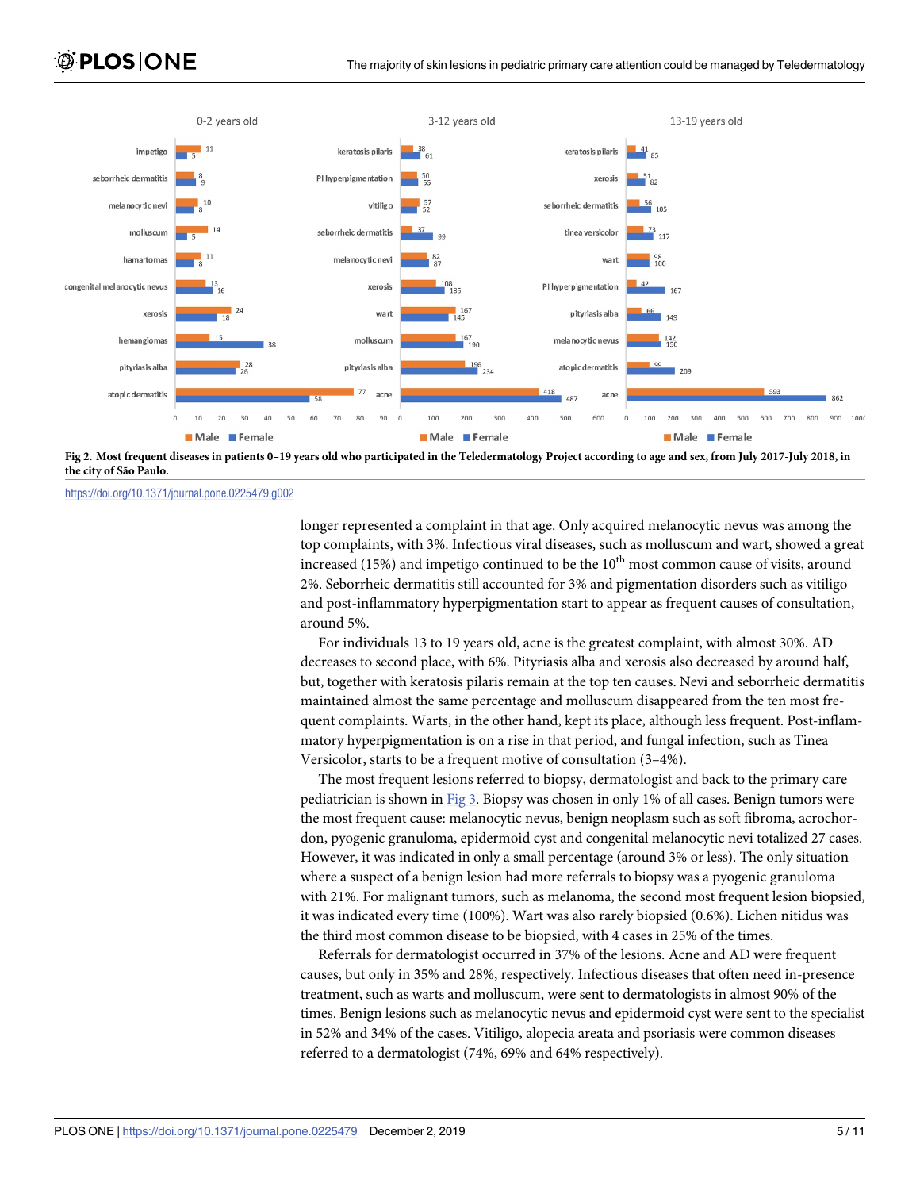Fig 2. Most frequent diseases in patients 0–19 years old who participated in the Teledermatology Project according to age and sex, from July 2017-July 2018, in the city of São Paulo.

https://doi.org/10.1371/journal.pone.0225479.g002

longer represented a complaint in that age. Only acquired melanocytic nevus was among the top complaints, with 3%. Infectious viral diseases, such as molluscum and wart, showed a great increased (15%) and impetigo continued to be the 10th most common cause of visits, around 2%. Seborrheic dermatitis still accounted for 3% and pigmentation disorders such as vitiligo and post-inflammatory hyperpigmentation start to appear as frequent causes of consultation, around 5%.

For individuals 13 to 19 years old, acne is the greatest complaint, with almost 30%. AD decreases to second place, with 6%. Pityriasis alba and xerosis also decreased by around half, but, together with keratosis pilaris remain at the top ten causes. Nevi and seborrheic dermatitis maintained almost the same percentage and molluscum disappeared from the ten most frequent complaints. Warts, in the other hand, kept its place, although less frequent. Post-inflammatory hyperpigmentation is on a rise in that period, and fungal infection, such as Tinea Versicolor, starts to be a frequent motive of consultation (3–4%).

The most frequent lesions referred to biopsy, dermatologist and back to the primary care pediatrician is shown in Fig 3. Biopsy was chosen in only 1% of all cases. Benign tumors were the most frequent cause: melanocytic nevus, benign neoplasm such as soft fibroma, acrochordon, pyogenic granuloma, epidermoid cyst and congenital melanocytic nevi totalized 27 cases. However, it was indicated in only a small percentage (around 3% or less). The only situation where a suspect of a benign lesion had more referrals to biopsy was a pyogenic granuloma with 21%. For malignant tumors, such as melanoma, the second most frequent lesion biopsied, it was indicated every time (100%). Wart was also rarely biopsied (0.6%). Lichen nitidus was the third most common disease to be biopsied, with 4 cases in 25% of the times.

Referrals for dermatologist occurred in 37% of the lesions. Acne and AD were frequent causes, but only in 35% and 28%, respectively. Infectious diseases that often need in-presence treatment, such as warts and molluscum, were sent to dermatologists in almost 90% of the times. Benign lesions such as melanocytic nevus and epidermoid cyst were sent to the specialist in 52% and 34% of the cases. Vitiligo, alopecia areata and psoriasis were common diseases referred to a dermatologist (74%, 69% and 64% respectively).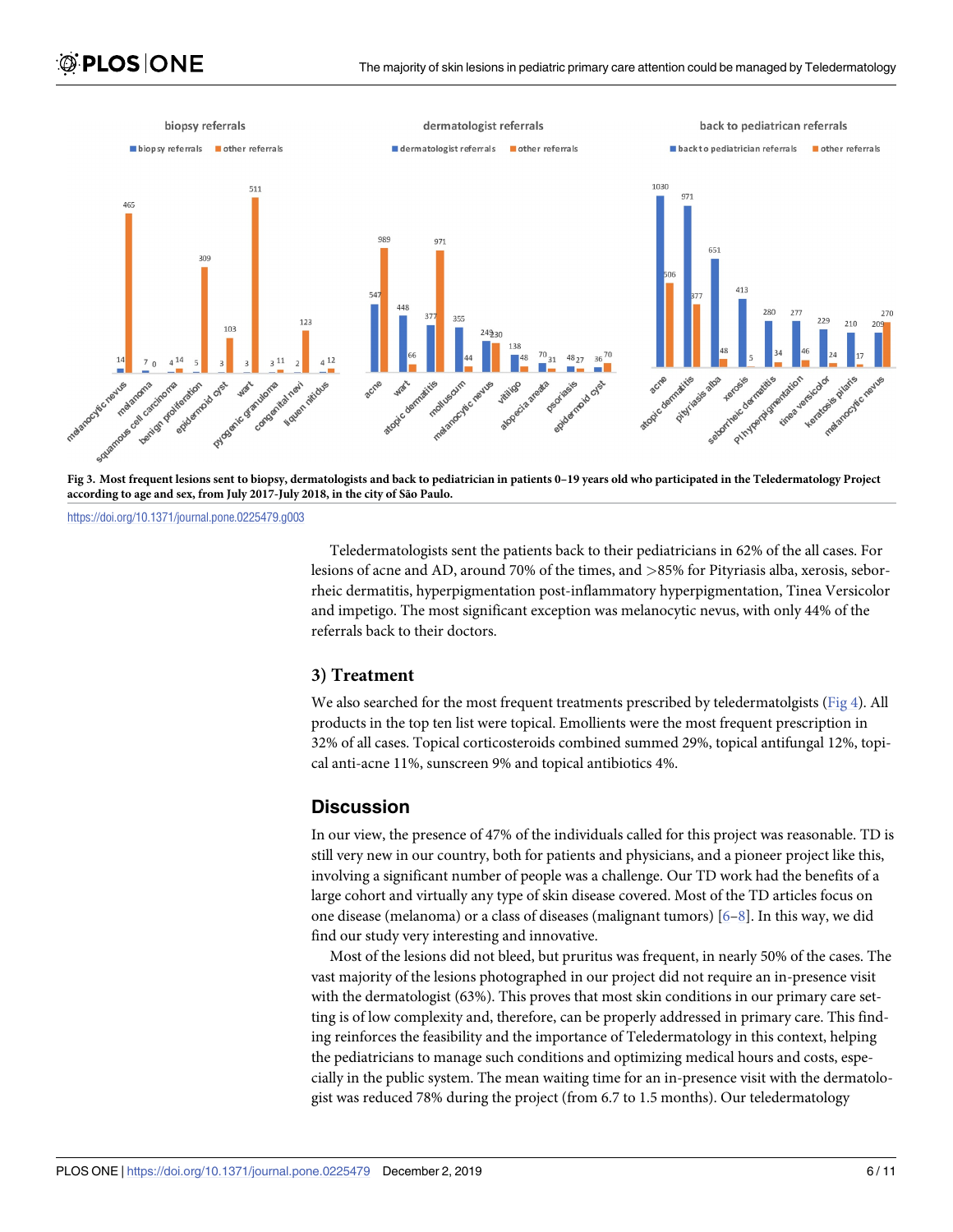**Fig 3. Most frequent lesions sent to biopsy, dermatologists and back to pediatrician in patients 0–19 years old who participated in the Teledermatology Project according to age and sex, from July 2017-July 2018, in the city of São Paulo.**

https://doi.org/10.1371/journal.pone.0225479.g003

Teledermatologists sent the patients back to their pediatricians in 62% of the all cases. For lesions of acne and AD, around 70% of the times, and >85% for Pityriasis alba, xerosis, seborrheic dermatitis, hyperpigmentation post-inflammatory hyperpigmentation, Tinea Versicolor and impetigo. The most significant exception was melanocytic nevus, with only 44% of the referrals back to their doctors.

### 3) Treatment

We also searched for the most frequent treatments prescribed by teledermatolgists (Fig 4). All products in the top ten list were topical. Emollients were the most frequent prescription in 32% of all cases. Topical corticosteroids combined summed 29%, topical antifungal 12%, topical anti-acne 11%, sunscreen 9% and topical antibiotics 4%.

## Discussion

In our view, the presence of 47% of the individuals called for this project was reasonable. TD is still very new in our country, both for patients and physicians, and a pioneer project like this, involving a significant number of people was a challenge. Our TD work had the benefits of a large cohort and virtually any type of skin disease covered. Most of the TD articles focus on one disease (melanoma) or a class of diseases (malignant tumors) [6–8]. In this way, we did find our study very interesting and innovative.

Most of the lesions did not bleed, but pruritus was frequent, in nearly 50% of the cases. The vast majority of the lesions photographed in our project did not require an in-presence visit with the dermatologist (63%). This proves that most skin conditions in our primary care setting is of low complexity and, therefore, can be properly addressed in primary care. This finding reinforces the feasibility and the importance of Teledermatology in this context, helping the pediatricians to manage such conditions and optimizing medical hours and costs, especially in the public system. The mean waiting time for an in-presence visit with the dermatologist was reduced 78% during the project (from 6.7 to 1.5 months). Our teledermatology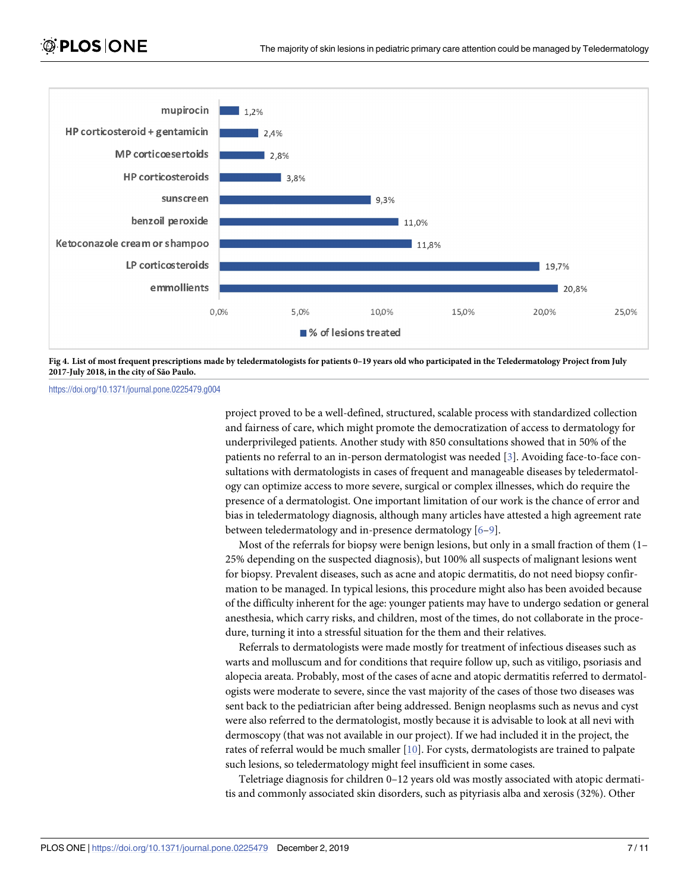Fig 4. List of most frequent prescriptions made by teledermatologists for patients 0–19 years old who participated in the Teledermatology Project from July 2017-July 2018, in the city of São Paulo.

https://doi.org/10.1371/journal.pone.0225479.g004

project proved to be a well-defined, structured, scalable process with standardized collection and fairness of care, which might promote the democratization of access to dermatology for underprivileged patients. Another study with 850 consultations showed that in 50% of the patients no referral to an in-person dermatologist was needed [3]. Avoiding face-to-face consultations with dermatologists in cases of frequent and manageable diseases by teledermatology can optimize access to more severe, surgical or complex illnesses, which do require the presence of a dermatologist. One important limitation of our work is the chance of error and bias in teledermatology diagnosis, although many articles have attested a high agreement rate between teledermatology and in-presence dermatology [6–9].

Most of the referrals for biopsy were benign lesions, but only in a small fraction of them (1–25% depending on the suspected diagnosis), but 100% all suspects of malignant lesions went for biopsy. Prevalent diseases, such as acne and atopic dermatitis, do not need biopsy confirmation to be managed. In typical lesions, this procedure might also has been avoided because of the difficulty inherent for the age: younger patients may have to undergo sedation or general anesthesia, which carry risks, and children, most of the times, do not collaborate in the procedure, turning it into a stressful situation for the them and their relatives.

Referrals to dermatologists were made mostly for treatment of infectious diseases such as warts and molluscum and for conditions that require follow up, such as vitiligo, psoriasis and alopecia areata. Probably, most of the cases of acne and atopic dermatitis referred to dermatologists were moderate to severe, since the vast majority of the cases of those two diseases was sent back to the pediatrician after being addressed. Benign neoplasms such as nevus and cyst were also referred to the dermatologist, mostly because it is advisable to look at all nevi with dermoscopy (that was not available in our project). If we had included it in the project, the rates of referral would be much smaller [10]. For cysts, dermatologists are trained to palpate such lesions, so teledermatology might feel insufficient in some cases.

Teletriage diagnosis for children 0–12 years old was mostly associated with atopic dermatitis and commonly associated skin disorders, such as pityriasis alba and xerosis (32%). Other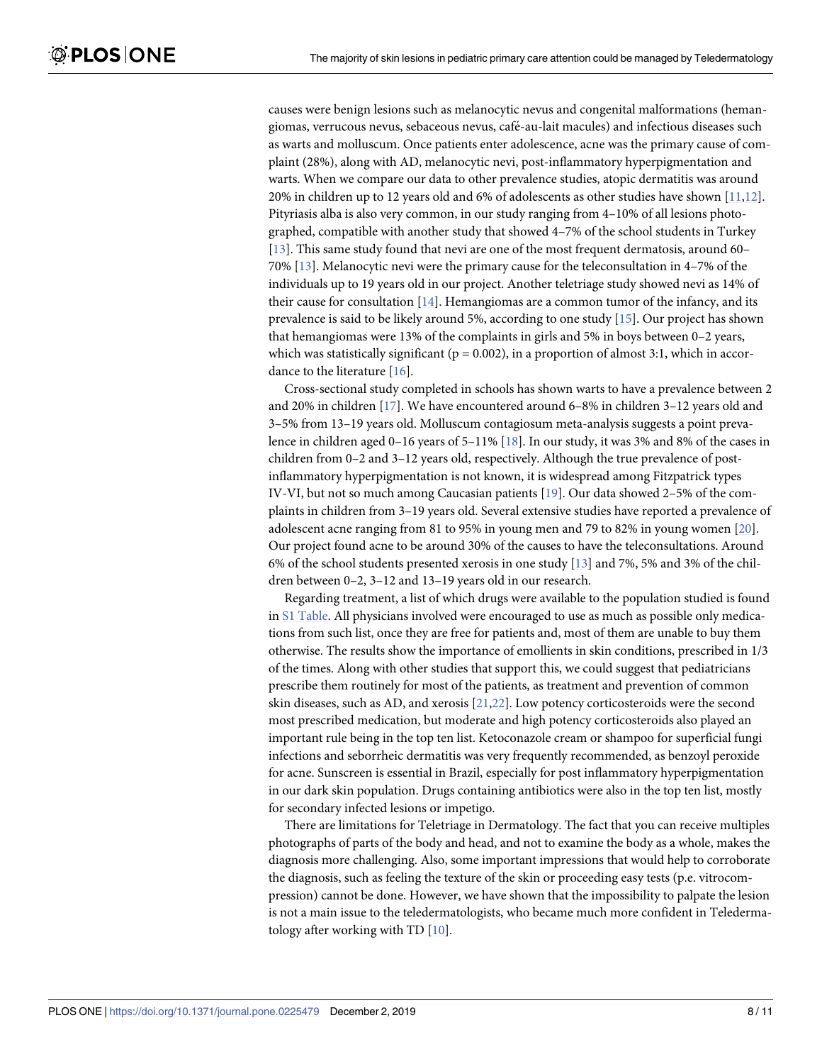causes were benign lesions such as melanocytic nevus and congenital malformations (hemangiomas, verrucous nevus, sebaceous nevus, café-au-lait macules) and infectious diseases such as warts and molluscum. Once patients enter adolescence, acne was the primary cause of complaint (28%), along with AD, melanocytic nevi, post-inflammatory hyperpigmentation and warts. When we compare our data to other prevalence studies, atopic dermatitis was around 20% in children up to 12 years old and 6% of adolescents as other studies have shown [11,12]. Pityriasis alba is also very common, in our study ranging from 4–10% of all lesions photographed, compatible with another study that showed 4–7% of the school students in Turkey [13]. This same study found that nevi are one of the most frequent dermatosis, around 60–70% [13]. Melanocytic nevi were the primary cause for the teleconsultation in 4–7% of the individuals up to 19 years old in our project. Another teletriage study showed nevi as 14% of their cause for consultation [14]. Hemangiomas are a common tumor of the infancy, and its prevalence is said to be likely around 5%, according to one study [15]. Our project has shown that hemangiomas were 13% of the complaints in girls and 5% in boys between 0–2 years, which was statistically significant ($p = 0.002$), in a proportion of almost 3:1, which in accordance to the literature [16].

Cross-sectional study completed in schools has shown warts to have a prevalence between 2 and 20% in children [17]. We have encountered around 6–8% in children 3–12 years old and 3–5% from 13–19 years old. Molluscum contagiosum meta-analysis suggests a point prevalence in children aged 0–16 years of 5–11% [18]. In our study, it was 3% and 8% of the cases in children from 0–2 and 3–12 years old, respectively. Although the true prevalence of post-inflammatory hyperpigmentation is not known, it is widespread among Fitzpatrick types IV-VI, but not so much among Caucasian patients [19]. Our data showed 2–5% of the complaints in children from 3–19 years old. Several extensive studies have reported a prevalence of adolescent acne ranging from 81 to 95% in young men and 79 to 82% in young women [20]. Our project found acne to be around 30% of the causes to have the teleconsultations. Around 6% of the school students presented xerosis in one study [13] and 7%, 5% and 3% of the children between 0–2, 3–12 and 13–19 years old in our research.

Regarding treatment, a list of which drugs were available to the population studied is found in S1 Table. All physicians involved were encouraged to use as much as possible only medications from such list, once they are free for patients and, most of them are unable to buy them otherwise. The results show the importance of emollients in skin conditions, prescribed in 1/3 of the times. Along with other studies that support this, we could suggest that pediatricians prescribe them routinely for most of the patients, as treatment and prevention of common skin diseases, such as AD, and xerosis [21,22]. Low potency corticosteroids were the second most prescribed medication, but moderate and high potency corticosteroids also played an important rule being in the top ten list. Ketoconazole cream or shampoo for superficial fungi infections and seborrheic dermatitis was very frequently recommended, as benzoyl peroxide for acne. Sunscreen is essential in Brazil, especially for post inflammatory hyperpigmentation in our dark skin population. Drugs containing antibiotics were also in the top ten list, mostly for secondary infected lesions or impetigo.

There are limitations for Teletriage in Dermatology. The fact that you can receive multiples photographs of parts of the body and head, and not to examine the body as a whole, makes the diagnosis more challenging. Also, some important impressions that would help to corroborate the diagnosis, such as feeling the texture of the skin or proceeding easy tests (p.e. vitrocompression) cannot be done. However, we have shown that the impossibility to palpate the lesion is not a main issue to the teledermatologists, who became much more confident in Teledermatology after working with TD [10].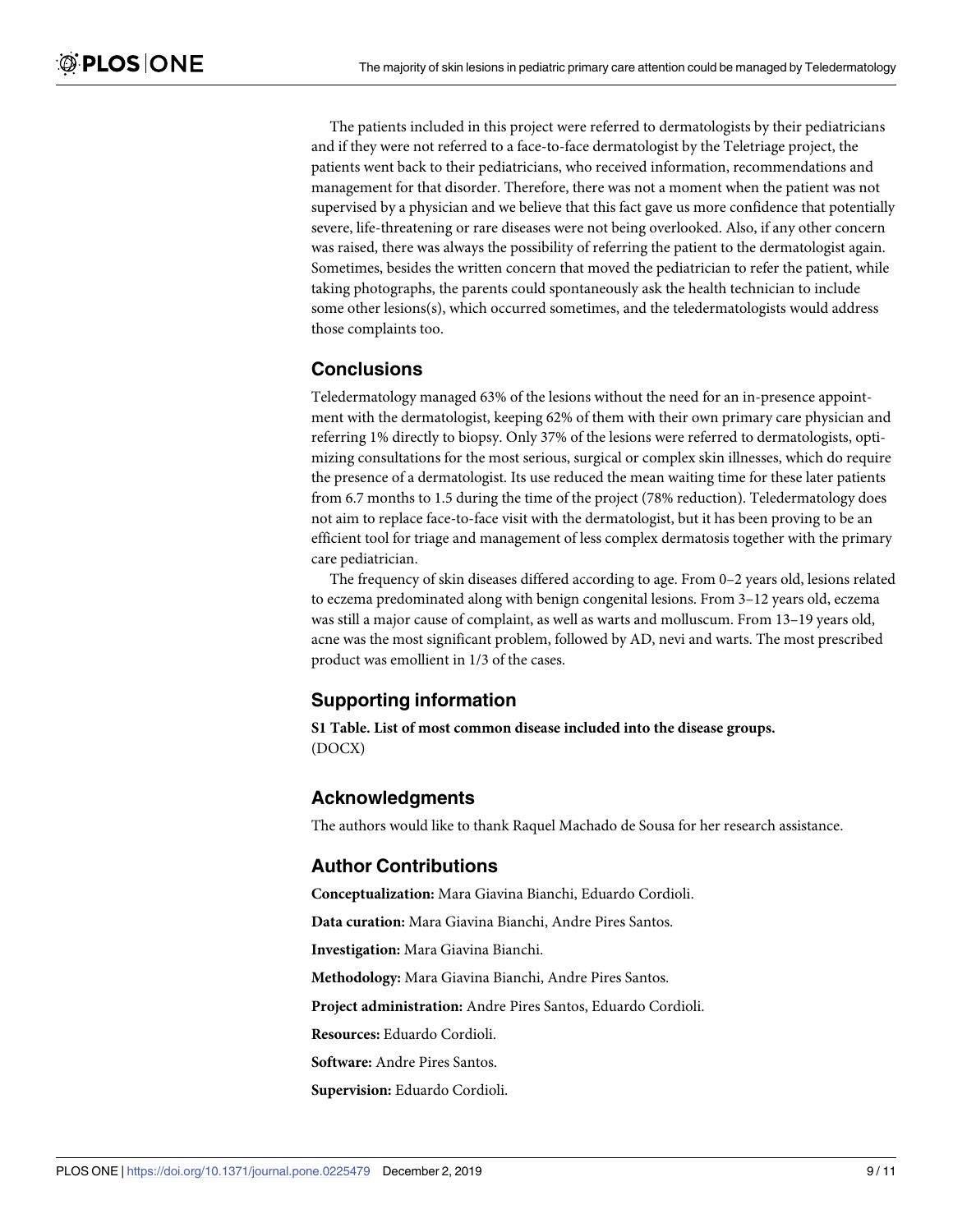The patients included in this project were referred to dermatologists by their pediatricians and if they were not referred to a face-to-face dermatologist by the Teletriage project, the patients went back to their pediatricians, who received information, recommendations and management for that disorder. Therefore, there was not a moment when the patient was not supervised by a physician and we believe that this fact gave us more confidence that potentially severe, life-threatening or rare diseases were not being overlooked. Also, if any other concern was raised, there was always the possibility of referring the patient to the dermatologist again. Sometimes, besides the written concern that moved the pediatrician to refer the patient, while taking photographs, the parents could spontaneously ask the health technician to include some other lesions(s), which occurred sometimes, and the teledermatologists would address those complaints too.

## Conclusions

Teledermatology managed 63% of the lesions without the need for an in-presence appointment with the dermatologist, keeping 62% of them with their own primary care physician and referring 1% directly to biopsy. Only 37% of the lesions were referred to dermatologists, optimizing consultations for the most serious, surgical or complex skin illnesses, which do require the presence of a dermatologist. Its use reduced the mean waiting time for these later patients from 6.7 months to 1.5 during the time of the project (78% reduction). Teledermatology does not aim to replace face-to-face visit with the dermatologist, but it has been proving to be an efficient tool for triage and management of less complex dermatosis together with the primary care pediatrician.

The frequency of skin diseases differed according to age. From 0–2 years old, lesions related to eczema predominated along with benign congenital lesions. From 3–12 years old, eczema was still a major cause of complaint, as well as warts and molluscum. From 13–19 years old, acne was the most significant problem, followed by AD, nevi and warts. The most prescribed product was emollient in 1/3 of the cases.

## Supporting information

**S1 Table. List of most common disease included into the disease groups.**
(DOCX)

## Acknowledgments

The authors would like to thank Raquel Machado de Sousa for her research assistance.

## Author Contributions

**Conceptualization:** Mara Giavina Bianchi, Eduardo Cordioli.

**Data curation:** Mara Giavina Bianchi, Andre Pires Santos.

**Investigation:** Mara Giavina Bianchi.

**Methodology:** Mara Giavina Bianchi, Andre Pires Santos.

**Project administration:** Andre Pires Santos, Eduardo Cordioli.

**Resources:** Eduardo Cordioli.

**Software:** Andre Pires Santos.

**Supervision:** Eduardo Cordioli.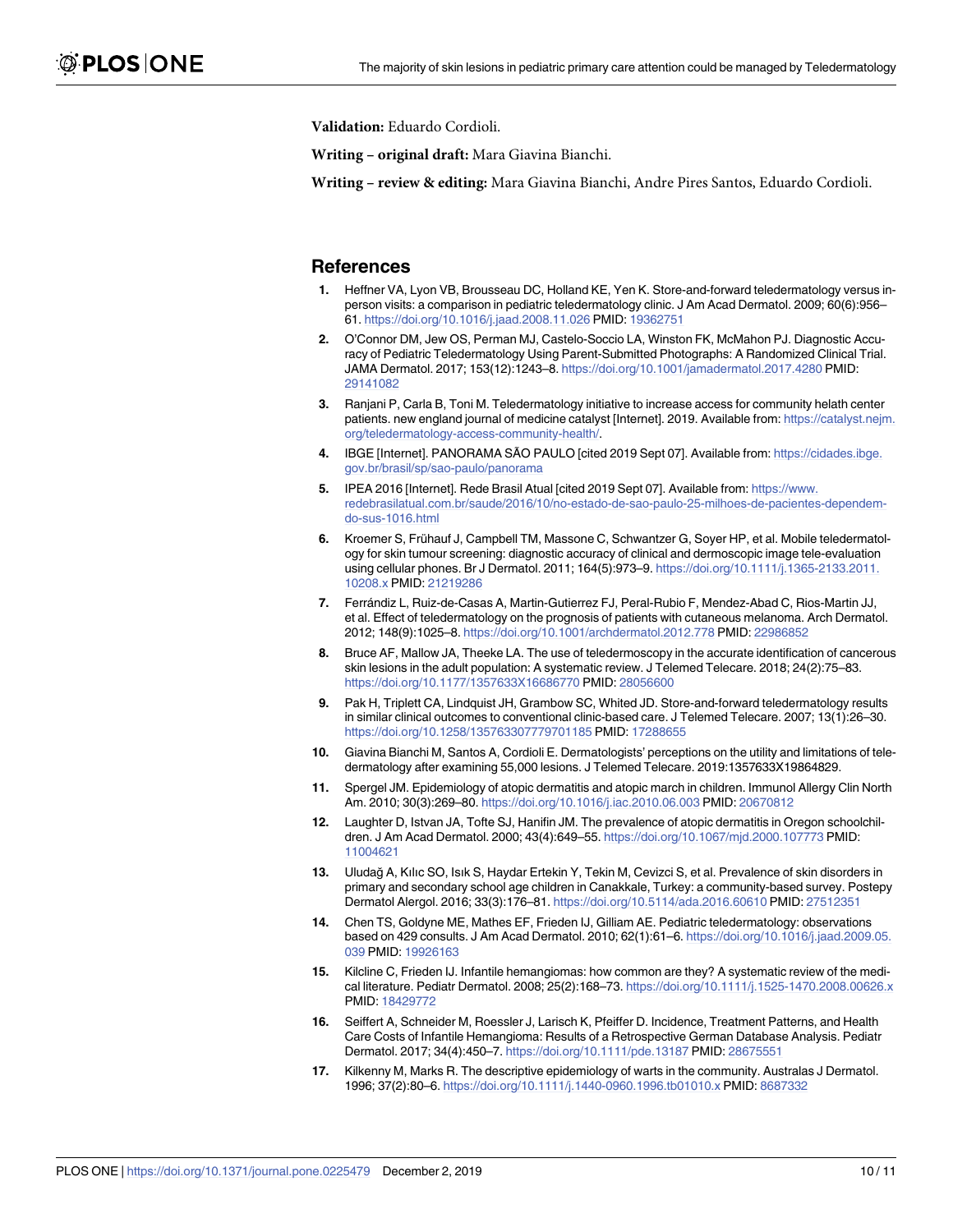**Validation:** Eduardo Cordioli.

**Writing – original draft:** Mara Giavina Bianchi.

**Writing – review & editing:** Mara Giavina Bianchi, Andre Pires Santos, Eduardo Cordioli.

## References

1. Heffner VA, Lyon VB, Brousseau DC, Holland KE, Yen K. Store-and-forward teledermatology versus in-person visits: a comparison in pediatric teledermatology clinic. J Am Acad Dermatol. 2009; 60(6):956–61. https://doi.org/10.1016/j.jaad.2008.11.026 PMID: 19362751
2. O'Connor DM, Jew OS, Perman MJ, Castelo-Soccio LA, Winston FK, McMahon PJ. Diagnostic Accuracy of Pediatric Teledermatology Using Parent-Submitted Photographs: A Randomized Clinical Trial. JAMA Dermatol. 2017; 153(12):1243–8. https://doi.org/10.1001/jamadermatol.2017.4280 PMID: 29141082
3. Ranjani P, Carla B, Toni M. Teledermatology initiative to increase access for community helath center patients. new england journal of medicine catalyst [Internet]. 2019. Available from: https://catalyst.nejm.org/teledermatology-access-community-health/.
4. IBGE [Internet]. PANORAMA SÃO PAULO [cited 2019 Sept 07]. Available from: https://cidades.ibge.gov.br/brasil/sp/sao-paulo/panorama
5. IPEA 2016 [Internet]. Rede Brasil Atual [cited 2019 Sept 07]. Available from: https://www.redebrasilatual.com.br/saude/2016/10/no-estado-de-sao-paulo-25-milhoes-de-pacientes-dependem-do-sus-1016.html
6. Kroemer S, Frühauf J, Campbell TM, Massone C, Schwantzer G, Soyer HP, et al. Mobile teledermatology for skin tumour screening: diagnostic accuracy of clinical and dermoscopic image tele-evaluation using cellular phones. Br J Dermatol. 2011; 164(5):973–9. https://doi.org/10.1111/j.1365-2133.2011.10208.x PMID: 21219286
7. Ferrándiz L, Ruiz-de-Casas A, Martin-Gutierrez FJ, Peral-Rubio F, Mendez-Abad C, Rios-Martin JJ, et al. Effect of teledermatology on the prognosis of patients with cutaneous melanoma. Arch Dermatol. 2012; 148(9):1025–8. https://doi.org/10.1001/archdermatol.2012.778 PMID: 22986852
8. Bruce AF, Mallow JA, Theeke LA. The use of teledermoscopy in the accurate identification of cancerous skin lesions in the adult population: A systematic review. J Telemed Telecare. 2018; 24(2):75–83. https://doi.org/10.1177/1357633X16686770 PMID: 28056600
9. Pak H, Triplett CA, Lindquist JH, Grambow SC, Whited JD. Store-and-forward teledermatology results in similar clinical outcomes to conventional clinic-based care. J Telemed Telecare. 2007; 13(1):26–30. https://doi.org/10.1258/135763307779701185 PMID: 17288655
10. Giavina Bianchi M, Santos A, Cordioli E. Dermatologists' perceptions on the utility and limitations of teledermatology after examining 55,000 lesions. J Telemed Telecare. 2019:1357633X19864829.
11. Spergel JM. Epidemiology of atopic dermatitis and atopic march in children. Immunol Allergy Clin North Am. 2010; 30(3):269–80. https://doi.org/10.1016/j.iac.2010.06.003 PMID: 20670812
12. Laughter D, Istvan JA, Tofte SJ, Hanifin JM. The prevalence of atopic dermatitis in Oregon schoolchildren. J Am Acad Dermatol. 2000; 43(4):649–55. https://doi.org/10.1067/mjd.2000.107773 PMID: 11004621
13. Uludağ A, Kılıc SO, Isık S, Haydar Ertekin Y, Tekin M, Cevizci S, et al. Prevalence of skin disorders in primary and secondary school age children in Canakkale, Turkey: a community-based survey. Postepy Dermatol Alergol. 2016; 33(3):176–81. https://doi.org/10.5114/ada.2016.60610 PMID: 27512351
14. Chen TS, Goldyne ME, Mathes EF, Frieden IJ, Gilliam AE. Pediatric teledermatology: observations based on 429 consults. J Am Acad Dermatol. 2010; 62(1):61–6. https://doi.org/10.1016/j.jaad.2009.05.039 PMID: 19926163
15. Kilcline C, Frieden IJ. Infantile hemangiomas: how common are they? A systematic review of the medical literature. Pediatr Dermatol. 2008; 25(2):168–73. https://doi.org/10.1111/j.1525-1470.2008.00626.x PMID: 18429772
16. Seiffert A, Schneider M, Roessler J, Larisch K, Pfeiffer D. Incidence, Treatment Patterns, and Health Care Costs of Infantile Hemangioma: Results of a Retrospective German Database Analysis. Pediatr Dermatol. 2017; 34(4):450–7. https://doi.org/10.1111/pde.13187 PMID: 28675551
17. Kilkenny M, Marks R. The descriptive epidemiology of warts in the community. Australas J Dermatol. 1996; 37(2):80–6. https://doi.org/10.1111/j.1440-0960.1996.tb01010.x PMID: 8687332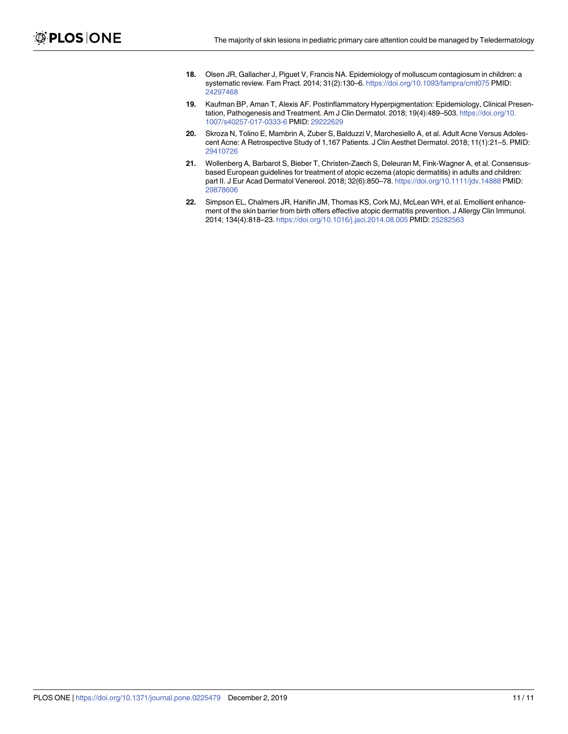18. Olsen JR, Gallacher J, Piguet V, Francis NA. Epidemiology of molluscum contagiosum in children: a systematic review. Fam Pract. 2014; 31(2):130–6. https://doi.org/10.1093/fampra/cmt075 PMID: 24297468

19. Kaufman BP, Aman T, Alexis AF. Postinflammatory Hyperpigmentation: Epidemiology, Clinical Presentation, Pathogenesis and Treatment. Am J Clin Dermatol. 2018; 19(4):489–503. https://doi.org/10.1007/s40257-017-0333-6 PMID: 29222629

20. Skroza N, Tolino E, Mambrin A, Zuber S, Balduzzi V, Marchesiello A, et al. Adult Acne Versus Adolescent Acne: A Retrospective Study of 1,167 Patients. J Clin Aesthet Dermatol. 2018; 11(1):21–5. PMID: 29410726

21. Wollenberg A, Barbarot S, Bieber T, Christen-Zaech S, Deleuran M, Fink-Wagner A, et al. Consensus-based European guidelines for treatment of atopic eczema (atopic dermatitis) in adults and children: part II. J Eur Acad Dermatol Venereol. 2018; 32(6):850–78. https://doi.org/10.1111/jdv.14888 PMID: 29878606

22. Simpson EL, Chalmers JR, Hanifin JM, Thomas KS, Cork MJ, McLean WH, et al. Emollient enhancement of the skin barrier from birth offers effective atopic dermatitis prevention. J Allergy Clin Immunol. 2014; 134(4):818–23. https://doi.org/10.1016/j.jaci.2014.08.005 PMID: 25282563